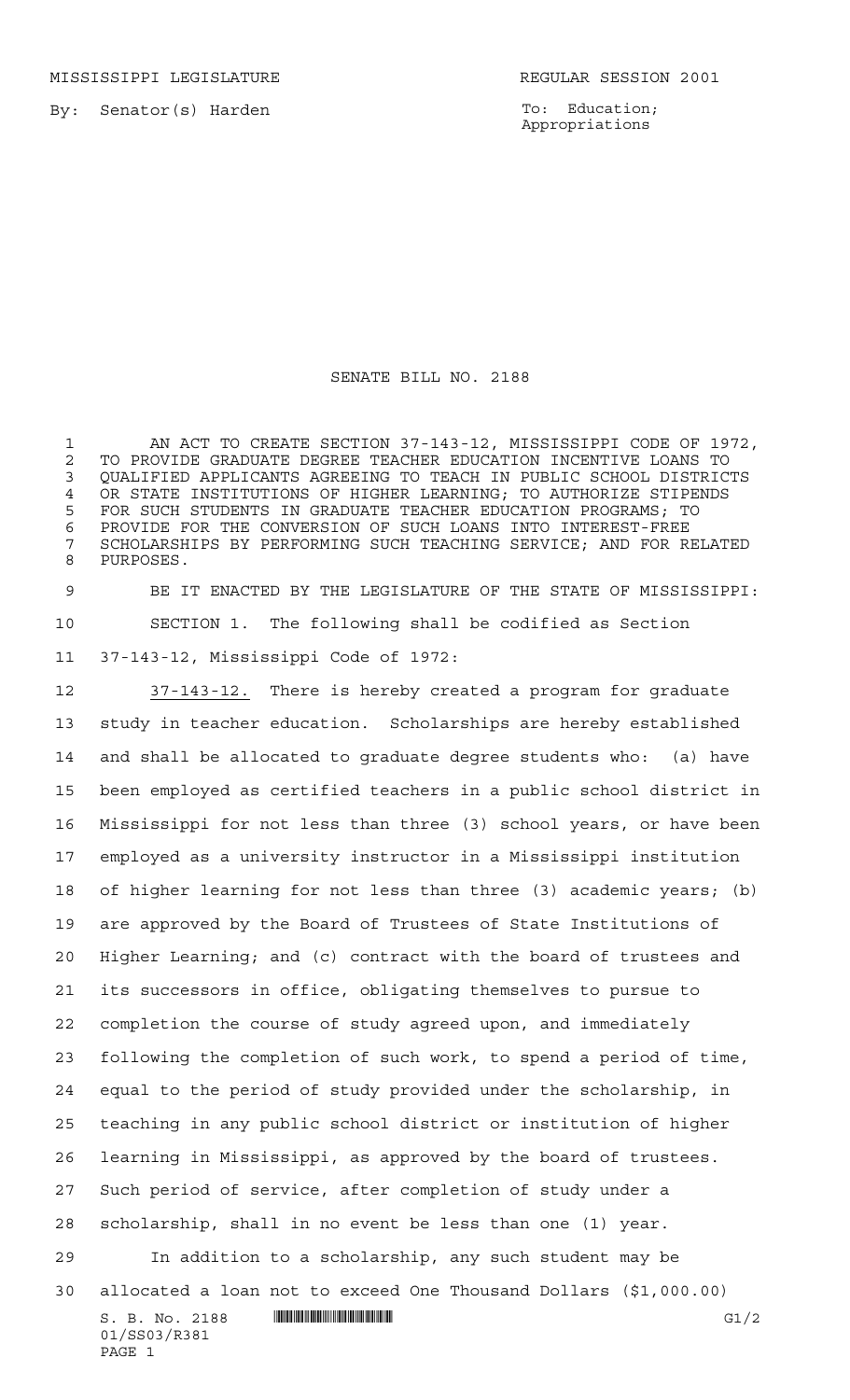MISSISSIPPI LEGISLATURE REGULAR SESSION 2001

By: Senator(s) Harden

To: Education; Appropriations

# SENATE BILL NO. 2188

AN ACT TO CREATE SECTION 37-143-12, MISSISSIPPI CODE OF 1972, TO PROVIDE GRADUATE DEGREE TEACHER EDUCATION INCENTIVE LOANS TO QUALIFIED APPLICANTS AGREEING TO TEACH IN PUBLIC SCHOOL DISTRICTS OR STATE INSTITUTIONS OF HIGHER LEARNING; TO AUTHORIZE STIPENDS FOR SUCH STUDENTS IN GRADUATE TEACHER EDUCATION PROGRAMS; TO PROVIDE FOR THE CONVERSION OF SUCH LOANS INTO INTEREST-FREE SCHOLARSHIPS BY PERFORMING SUCH TEACHING SERVICE; AND FOR RELATED PURPOSES.

BE IT ENACTED BY THE LEGISLATURE OF THE STATE OF MISSISSIPPI:

SECTION 1. The following shall be codified as Section 37-143-12, Mississippi Code of 1972:

<u>37-143-12.</u> There is hereby created a program for graduate study in teacher education. Scholarships are hereby established and shall be allocated to graduate degree students who: (a) have been employed as certified teachers in a public school district in Mississippi for not less than three (3) school years, or have been employed as a university instructor in a Mississippi institution of higher learning for not less than three (3) academic years; (b) are approved by the Board of Trustees of State Institutions of Higher Learning; and (c) contract with the board of trustees and its successors in office, obligating themselves to pursue to completion the course of study agreed upon, and immediately following the completion of such work, to spend a period of time, equal to the period of study provided under the scholarship, in teaching in any public school district or institution of higher learning in Mississippi, as approved by the board of trustees. Such period of service, after completion of study under a scholarship, shall in no event be less than one (1) year.

In addition to a scholarship, any such student may be allocated a loan not to exceed One Thousand Dollars ($1,000.00)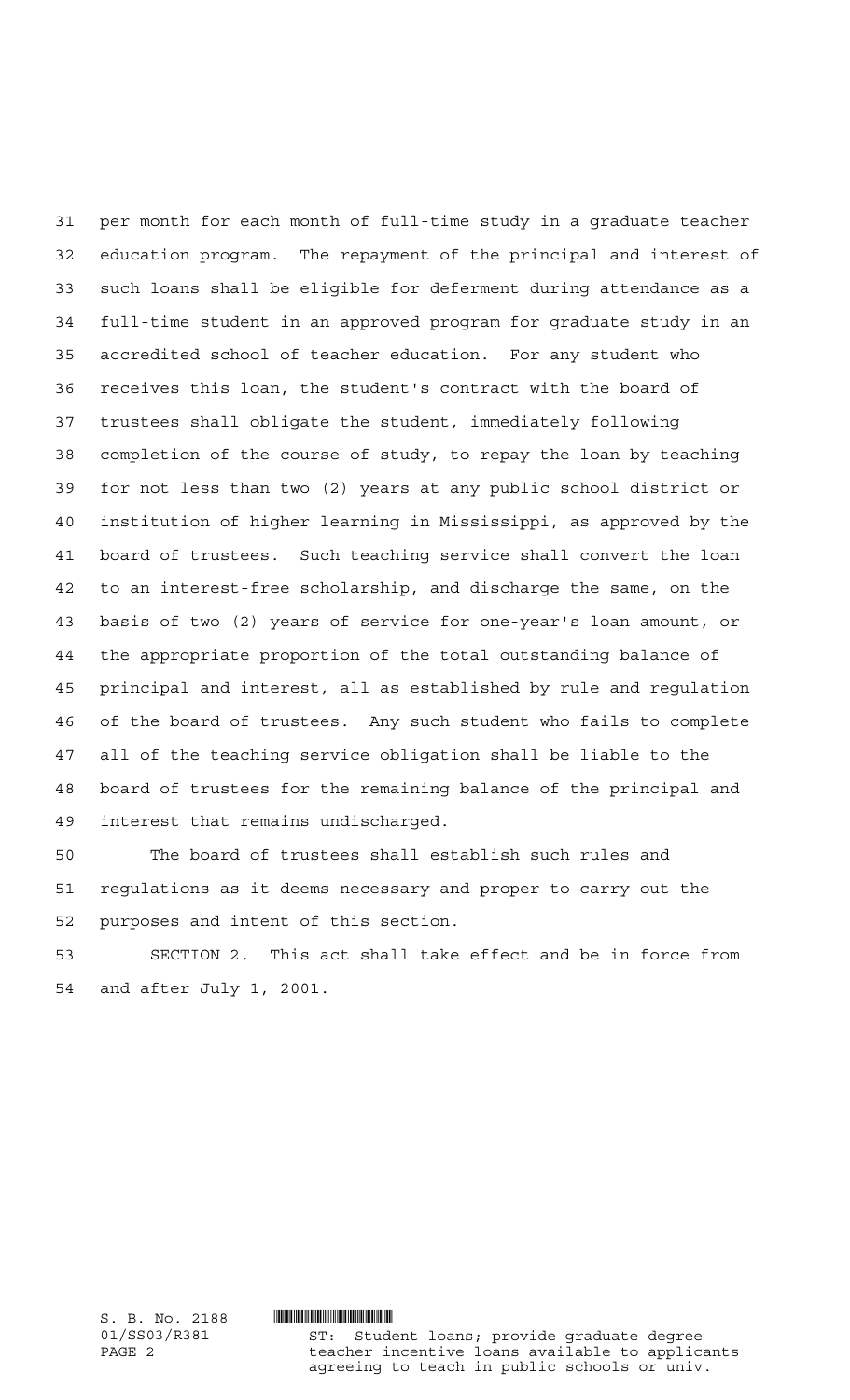per month for each month of full-time study in a graduate teacher education program. The repayment of the principal and interest of such loans shall be eligible for deferment during attendance as a full-time student in an approved program for graduate study in an accredited school of teacher education. For any student who receives this loan, the student's contract with the board of trustees shall obligate the student, immediately following completion of the course of study, to repay the loan by teaching for not less than two (2) years at any public school district or institution of higher learning in Mississippi, as approved by the board of trustees. Such teaching service shall convert the loan to an interest-free scholarship, and discharge the same, on the basis of two (2) years of service for one-year's loan amount, or the appropriate proportion of the total outstanding balance of principal and interest, all as established by rule and regulation of the board of trustees. Any such student who fails to complete all of the teaching service obligation shall be liable to the board of trustees for the remaining balance of the principal and interest that remains undischarged.

The board of trustees shall establish such rules and regulations as it deems necessary and proper to carry out the purposes and intent of this section.

SECTION 2. This act shall take effect and be in force from and after July 1, 2001.

S. B. No. 2188
01/SS03/R381

ST: Student loans; provide graduate degree teacher incentive loans available to applicants agreeing to teach in public schools or univ.